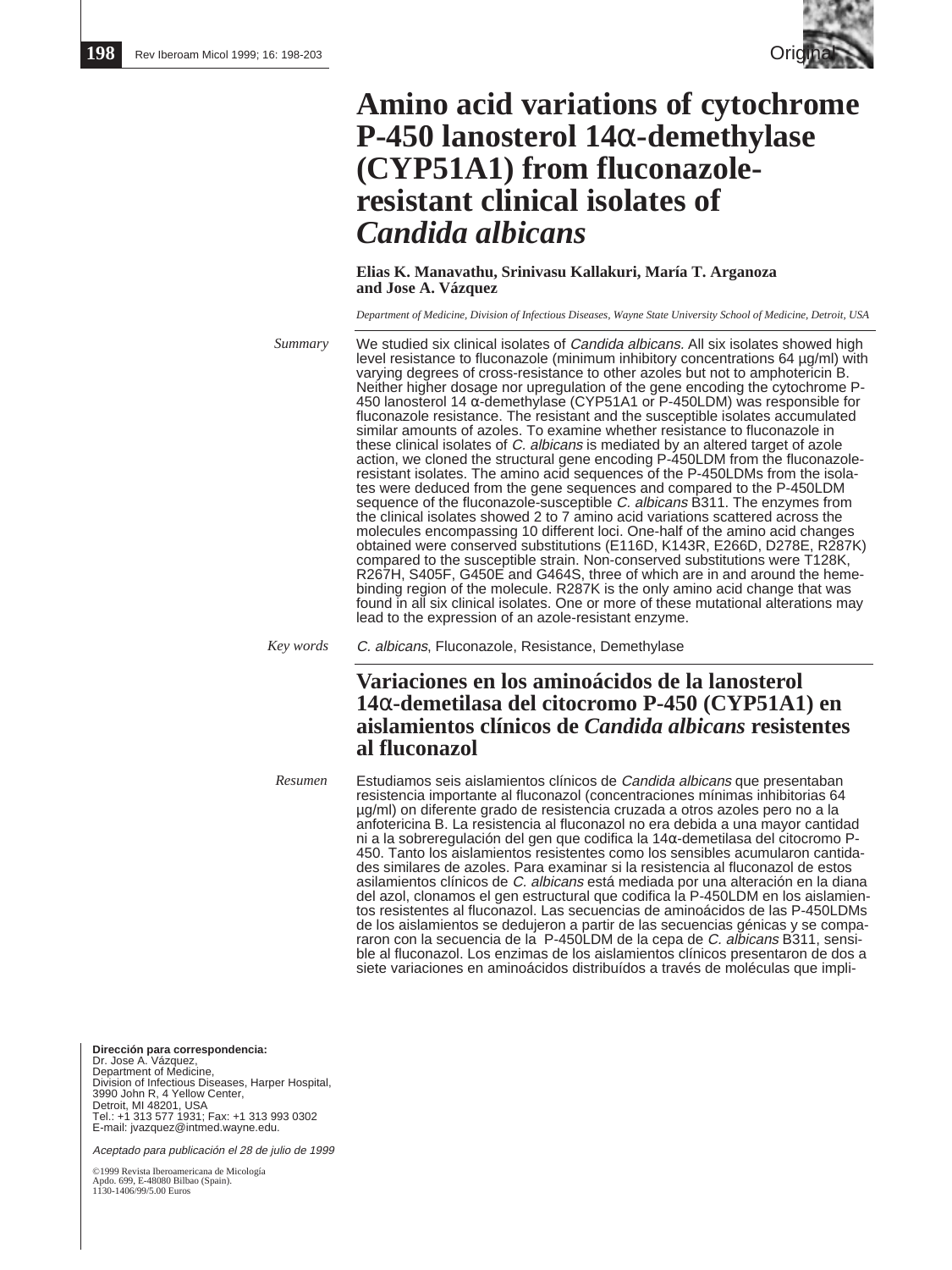Original

# Amino acid variations of cytochrome P-450 lanosterol 14α-demethylase (CYP51A1) from fluconazole-resistant clinical isolates of *Candida albicans*

**Elias K. Manavathu, Srinivasu Kallakuri, María T. Arganoza and Jose A. Vázquez**

*Department of Medicine, Division of Infectious Diseases, Wayne State University School of Medicine, Detroit, USA*

*Summary*

We studied six clinical isolates of *Candida albicans.* All six isolates showed high level resistance to fluconazole (minimum inhibitory concentrations 64 µg/ml) with varying degrees of cross-resistance to other azoles but not to amphotericin B. Neither higher dosage nor upregulation of the gene encoding the cytochrome P-450 lanosterol 14 α-demethylase (CYP51A1 or P-450LDM) was responsible for fluconazole resistance. The resistant and the susceptible isolates accumulated similar amounts of azoles. To examine whether resistance to fluconazole in these clinical isolates of *C. albicans* is mediated by an altered target of azole action, we cloned the structural gene encoding P-450LDM from the fluconazole-resistant isolates. The amino acid sequences of the P-450LDMs from the isolates were deduced from the gene sequences and compared to the P-450LDM sequence of the fluconazole-susceptible *C. albicans* B311. The enzymes from the clinical isolates showed 2 to 7 amino acid variations scattered across the molecules encompassing 10 different loci. One-half of the amino acid changes obtained were conserved substitutions (E116D, K143R, E266D, D278E, R287K) compared to the susceptible strain. Non-conserved substitutions were T128K, R267H, S405F, G450E and G464S, three of which are in and around the heme-binding region of the molecule. R287K is the only amino acid change that was found in all six clinical isolates. One or more of these mutational alterations may lead to the expression of an azole-resistant enzyme.

*Key words*

*C. albicans*, Fluconazole, Resistance, Demethylase

# Variaciones en los aminoácidos de la lanosterol 14α-demetilasa del citocromo P-450 (CYP51A1) en aislamientos clínicos de *Candida albicans* resistentes al fluconazol

*Resumen*

Estudiamos seis aislamientos clínicos de *Candida albicans* que presentaban resistencia importante al fluconazol (concentraciones mínimas inhibitorias 64 µg/ml) on diferente grado de resistencia cruzada a otros azoles pero no a la anfotericina B. La resistencia al fluconazol no era debida a una mayor cantidad ni a la sobreregulación del gen que codifica la 14α-demetilasa del citocromo P-450. Tanto los aislamientos resistentes como los sensibles acumularon cantidades similares de azoles. Para examinar si la resistencia al fluconazol de estos asilamientos clínicos de *C. albicans* está mediada por una alteración en la diana del azol, clonamos el gen estructural que codifica la P-450LDM en los aislamientos resistentes al fluconazol. Las secuencias de aminoácidos de las P-450LDMs de los aislamientos se dedujeron a partir de las secuencias génicas y se compararon con la secuencia de la P-450LDM de la cepa de *C. albicans* B311, sensible al fluconazol. Los enzimas de los aislamientos clínicos presentaron de dos a siete variaciones en aminoácidos distribuídos a través de moléculas que impli-

**Dirección para correspondencia:**
Dr. Jose A. Vázquez,
Department of Medicine,
Division of Infectious Diseases, Harper Hospital,
3990 John R, 4 Yellow Center,
Detroit, MI 48201, USA
Tel.: +1 313 577 1931; Fax: +1 313 993 0302
E-mail: jvazquez@intmed.wayne.edu.

*Aceptado para publicación el 28 de julio de 1999*

©1999 Revista Iberoamericana de Micología
Apdo. 699, E-48080 Bilbao (Spain).
1130-1406/99/5.00 Euros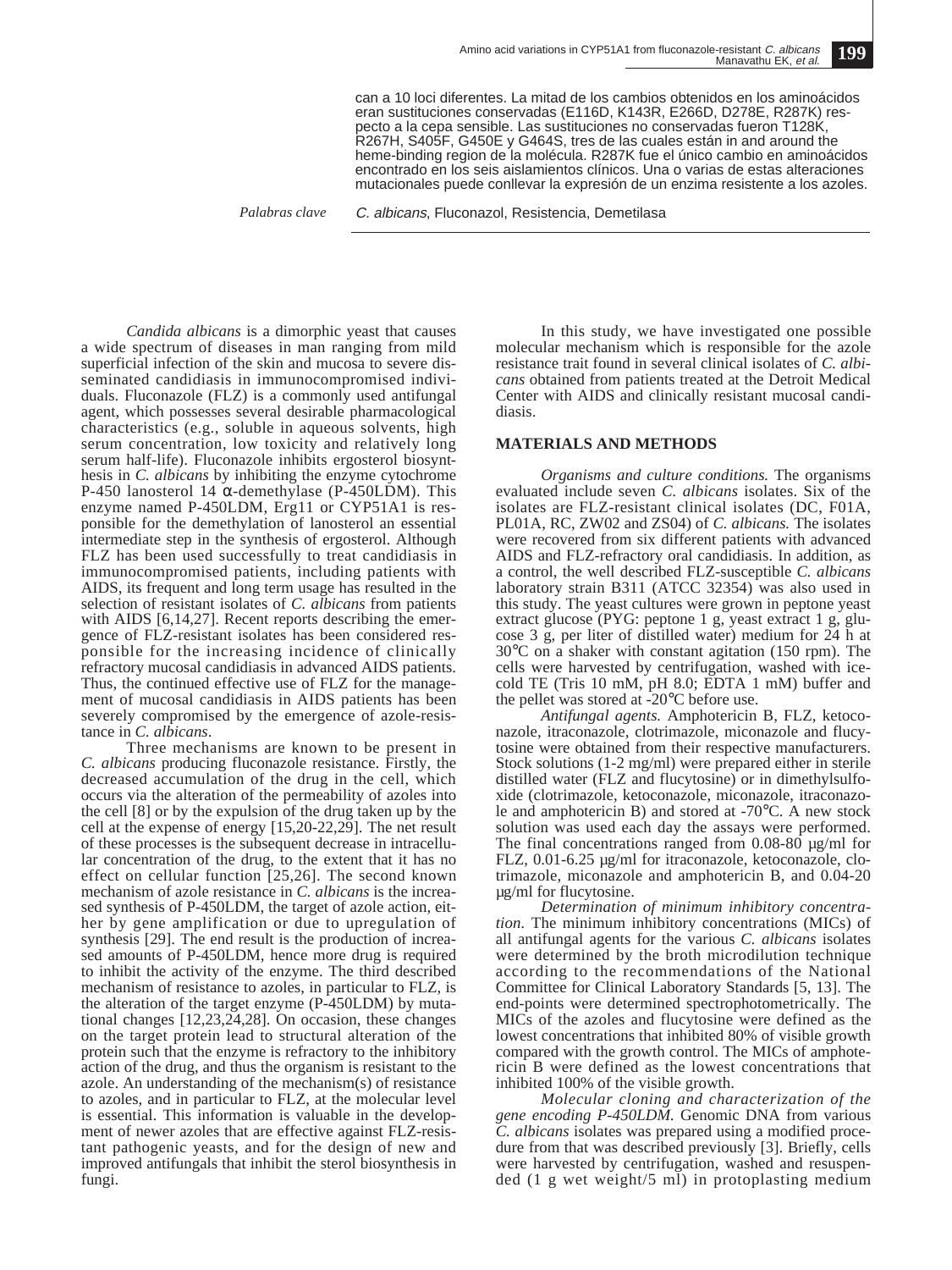can a 10 loci diferentes. La mitad de los cambios obtenidos en los aminoácidos eran sustituciones conservadas (E116D, K143R, E266D, D278E, R287K) respecto a la cepa sensible. Las sustituciones no conservadas fueron T128K, R267H, S405F, G450E y G464S, tres de las cuales están in and around the heme-binding region de la molécula. R287K fue el único cambio en aminoácidos encontrado en los seis aislamientos clínicos. Una o varias de estas alteraciones mutacionales puede conllevar la expresión de un enzima resistente a los azoles.

*Palabras clave* *C. albicans*, Fluconazol, Resistencia, Demetilasa

*Candida albicans* is a dimorphic yeast that causes a wide spectrum of diseases in man ranging from mild superficial infection of the skin and mucosa to severe disseminated candidiasis in immunocompromised individuals. Fluconazole (FLZ) is a commonly used antifungal agent, which possesses several desirable pharmacological characteristics (e.g., soluble in aqueous solvents, high serum concentration, low toxicity and relatively long serum half-life). Fluconazole inhibits ergosterol biosynthesis in *C. albicans* by inhibiting the enzyme cytochrome P-450 lanosterol 14 α-demethylase (P-450LDM). This enzyme named P-450LDM, Erg11 or CYP51A1 is responsible for the demethylation of lanosterol an essential intermediate step in the synthesis of ergosterol. Although FLZ has been used successfully to treat candidiasis in immunocompromised patients, including patients with AIDS, its frequent and long term usage has resulted in the selection of resistant isolates of *C. albicans* from patients with AIDS [6,14,27]. Recent reports describing the emergence of FLZ-resistant isolates has been considered responsible for the increasing incidence of clinically refractory mucosal candidiasis in advanced AIDS patients. Thus, the continued effective use of FLZ for the management of mucosal candidiasis in AIDS patients has been severely compromised by the emergence of azole-resistance in *C. albicans*.

Three mechanisms are known to be present in *C. albicans* producing fluconazole resistance. Firstly, the decreased accumulation of the drug in the cell, which occurs via the alteration of the permeability of azoles into the cell [8] or by the expulsion of the drug taken up by the cell at the expense of energy [15,20-22,29]. The net result of these processes is the subsequent decrease in intracellular concentration of the drug, to the extent that it has no effect on cellular function [25,26]. The second known mechanism of azole resistance in *C. albicans* is the increased synthesis of P-450LDM, the target of azole action, either by gene amplification or due to upregulation of synthesis [29]. The end result is the production of increased amounts of P-450LDM, hence more drug is required to inhibit the activity of the enzyme. The third described mechanism of resistance to azoles, in particular to FLZ, is the alteration of the target enzyme (P-450LDM) by mutational changes [12,23,24,28]. On occasion, these changes on the target protein lead to structural alteration of the protein such that the enzyme is refractory to the inhibitory action of the drug, and thus the organism is resistant to the azole. An understanding of the mechanism(s) of resistance to azoles, and in particular to FLZ, at the molecular level is essential. This information is valuable in the development of newer azoles that are effective against FLZ-resistant pathogenic yeasts, and for the design of new and improved antifungals that inhibit the sterol biosynthesis in fungi.

In this study, we have investigated one possible molecular mechanism which is responsible for the azole resistance trait found in several clinical isolates of *C. albicans* obtained from patients treated at the Detroit Medical Center with AIDS and clinically resistant mucosal candidiasis.

## MATERIALS AND METHODS

*Organisms and culture conditions.* The organisms evaluated include seven *C. albicans* isolates. Six of the isolates are FLZ-resistant clinical isolates (DC, F01A, PL01A, RC, ZW02 and ZS04) of *C. albicans.* The isolates were recovered from six different patients with advanced AIDS and FLZ-refractory oral candidiasis. In addition, as a control, the well described FLZ-susceptible *C. albicans* laboratory strain B311 (ATCC 32354) was also used in this study. The yeast cultures were grown in peptone yeast extract glucose (PYG: peptone 1 g, yeast extract 1 g, glucose 3 g, per liter of distilled water) medium for 24 h at 30°C on a shaker with constant agitation (150 rpm). The cells were harvested by centrifugation, washed with ice-cold TE (Tris 10 mM, pH 8.0; EDTA 1 mM) buffer and the pellet was stored at -20°C before use.

*Antifungal agents.* Amphotericin B, FLZ, ketoconazole, itraconazole, clotrimazole, miconazole and flucytosine were obtained from their respective manufacturers. Stock solutions (1-2 mg/ml) were prepared either in sterile distilled water (FLZ and flucytosine) or in dimethylsulfoxide (clotrimazole, ketoconazole, miconazole, itraconazole and amphotericin B) and stored at -70°C. A new stock solution was used each day the assays were performed. The final concentrations ranged from 0.08-80 µg/ml for FLZ, 0.01-6.25 µg/ml for itraconazole, ketoconazole, clotrimazole, miconazole and amphotericin B, and 0.04-20 µg/ml for flucytosine.

*Determination of minimum inhibitory concentration.* The minimum inhibitory concentrations (MICs) of all antifungal agents for the various *C. albicans* isolates were determined by the broth microdilution technique according to the recommendations of the National Committee for Clinical Laboratory Standards [5, 13]. The end-points were determined spectrophotometrically. The MICs of the azoles and flucytosine were defined as the lowest concentrations that inhibited 80% of visible growth compared with the growth control. The MICs of amphotericin B were defined as the lowest concentrations that inhibited 100% of the visible growth.

*Molecular cloning and characterization of the gene encoding P-450LDM.* Genomic DNA from various *C. albicans* isolates was prepared using a modified procedure from that was described previously [3]. Briefly, cells were harvested by centrifugation, washed and resuspended (1 g wet weight/5 ml) in protoplasting medium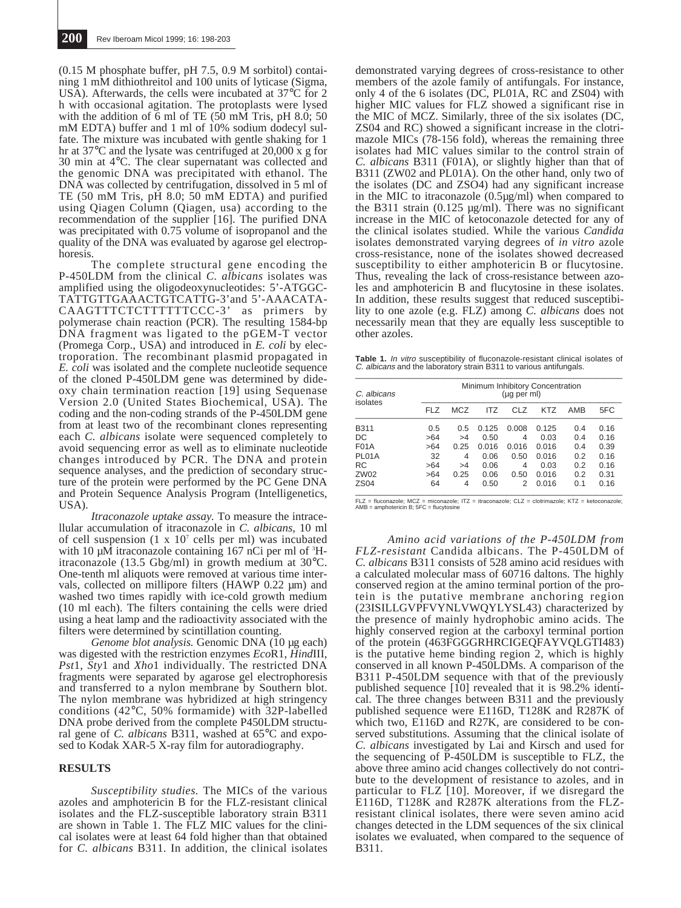(0.15 M phosphate buffer, pH 7.5, 0.9 M sorbitol) containing 1 mM dithiothreitol and 100 units of lyticase (Sigma, USA). Afterwards, the cells were incubated at 37°C for 2 h with occasional agitation. The protoplasts were lysed with the addition of 6 ml of TE (50 mM Tris, pH 8.0; 50 mM EDTA) buffer and 1 ml of 10% sodium dodecyl sulfate. The mixture was incubated with gentle shaking for 1 hr at 37°C and the lysate was centrifuged at 20,000 x g for 30 min at 4°C. The clear supernatant was collected and the genomic DNA was precipitated with ethanol. The DNA was collected by centrifugation, dissolved in 5 ml of TE (50 mM Tris, pH 8.0; 50 mM EDTA) and purified using Qiagen Column (Qiagen, usa) according to the recommendation of the supplier [16]. The purified DNA was precipitated with 0.75 volume of isopropanol and the quality of the DNA was evaluated by agarose gel electrophoresis.

The complete structural gene encoding the P-450LDM from the clinical *C. albicans* isolates was amplified using the oligodeoxynucleotides: 5'-ATGGCTATTGTTGAAACTGTCATTG-3' and 5'-AAACATACAAGTTTCTCTTTTTTCCC-3' as primers by polymerase chain reaction (PCR). The resulting 1584-bp DNA fragment was ligated to the pGEM-T vector (Promega Corp., USA) and introduced in *E. coli* by electroporation. The recombinant plasmid propagated in *E. coli* was isolated and the complete nucleotide sequence of the cloned P-450LDM gene was determined by dideoxy chain termination reaction [19] using Sequenase Version 2.0 (United States Biochemical, USA). The coding and the non-coding strands of the P-450LDM gene from at least two of the recombinant clones representing each *C. albicans* isolate were sequenced completely to avoid sequencing error as well as to eliminate nucleotide changes introduced by PCR. The DNA and protein sequence analyses, and the prediction of secondary structure of the protein were performed by the PC Gene DNA and Protein Sequence Analysis Program (Intelligenetics, USA).

*Itraconazole uptake assay.* To measure the intracellular accumulation of itraconazole in *C. albicans,* 10 ml of cell suspension (1 x $10^7$ cells per ml) was incubated with 10 µM itraconazole containing 167 nCi per ml of $^3$H-itraconazole (13.5 Gbg/ml) in growth medium at 30°C. One-tenth ml aliquots were removed at various time intervals, collected on millipore filters (HAWP 0.22 µm) and washed two times rapidly with ice-cold growth medium (10 ml each). The filters containing the cells were dried using a heat lamp and the radioactivity associated with the filters were determined by scintillation counting.

*Genome blot analysis.* Genomic DNA (10 µg each) was digested with the restriction enzymes *Eco*R1, *Hind*III, *Pst*1, *Sty*1 and *Xho*1 individually. The restricted DNA fragments were separated by agarose gel electrophoresis and transferred to a nylon membrane by Southern blot. The nylon membrane was hybridized at high stringency conditions (42°C, 50% formamide) with 32P-labelled DNA probe derived from the complete P450LDM structural gene of *C. albicans* B311, washed at 65°C and exposed to Kodak XAR-5 X-ray film for autoradiography.

## RESULTS

*Susceptibility studies.* The MICs of the various azoles and amphotericin B for the FLZ-resistant clinical isolates and the FLZ-susceptible laboratory strain B311 are shown in Table 1. The FLZ MIC values for the clinical isolates were at least 64 fold higher than that obtained for *C. albicans* B311. In addition, the clinical isolates demonstrated varying degrees of cross-resistance to other members of the azole family of antifungals. For instance, only 4 of the 6 isolates (DC, PL01A, RC and ZS04) with higher MIC values for FLZ showed a significant rise in the MIC of MCZ. Similarly, three of the six isolates (DC, ZS04 and RC) showed a significant increase in the clotrimazole MICs (78-156 fold), whereas the remaining three isolates had MIC values similar to the control strain of *C. albicans* B311 (F01A), or slightly higher than that of B311 (ZW02 and PL01A). On the other hand, only two of the isolates (DC and ZSO4) had any significant increase in the MIC to itraconazole (0.5µg/ml) when compared to the B311 strain (0.125 µg/ml). There was no significant increase in the MIC of ketoconazole detected for any of the clinical isolates studied. While the various *Candida* isolates demonstrated varying degrees of *in vitro* azole cross-resistance, none of the isolates showed decreased susceptibility to either amphotericin B or flucytosine. Thus, revealing the lack of cross-resistance between azoles and amphotericin B and flucytosine in these isolates. In addition, these results suggest that reduced susceptibility to one azole (e.g. FLZ) among *C. albicans* does not necessarily mean that they are equally less susceptible to other azoles.

**Table 1.** *In vitro* susceptibility of fluconazole-resistant clinical isolates of *C. albicans* and the laboratory strain B311 to various antifungals.

| *C. albicans* isolates | Minimum Inhibitory Concentration (µg per ml) | | | | | | |
|---|---|---|---|---|---|---|---|
| | FLZ | MCZ | ITZ | CLZ | KTZ | AMB | 5FC |
| B311 | 0.5 | 0.5 | 0.125 | 0.008 | 0.125 | 0.4 | 0.16 |
| DC | >64 | >4 | 0.50 | 4 | 0.03 | 0.4 | 0.16 |
| F01A | >64 | 0.25 | 0.016 | 0.016 | 0.016 | 0.4 | 0.39 |
| PL01A | 32 | 4 | 0.06 | 0.50 | 0.016 | 0.2 | 0.16 |
| RC | >64 | >4 | 0.06 | 4 | 0.03 | 0.2 | 0.16 |
| ZW02 | >64 | 0.25 | 0.06 | 0.50 | 0.016 | 0.2 | 0.31 |
| ZS04 | 64 | 4 | 0.50 | 2 | 0.016 | 0.1 | 0.16 |

FLZ = fluconazole; MCZ = miconazole; ITZ = itraconazole; CLZ = clotrimazole; KTZ = ketoconazole; AMB = amphotericin B; 5FC = flucytosine

*Amino acid variations of the P-450LDM from FLZ-resistant* Candida albicans. The P-450LDM of *C. albicans* B311 consists of 528 amino acid residues with a calculated molecular mass of 60716 daltons. The highly conserved region at the amino terminal portion of the protein is the putative membrane anchoring region (23ISILLGVPFVYNLVWQYLYSL43) characterized by the presence of mainly hydrophobic amino acids. The highly conserved region at the carboxyl terminal portion of the protein (463FGGGRHRCIGEQFAYVQLGTI483) is the putative heme binding region 2, which is highly conserved in all known P-450LDMs. A comparison of the B311 P-450LDM sequence with that of the previously published sequence [10] revealed that it is 98.2% identical. The three changes between B311 and the previously published sequence were E116D, T128K and R287K of which two, E116D and R27K, are considered to be conserved substitutions. Assuming that the clinical isolate of *C. albicans* investigated by Lai and Kirsch and used for the sequencing of P-450LDM is susceptible to FLZ, the above three amino acid changes collectively do not contribute to the development of resistance to azoles, and in particular to FLZ [10]. Moreover, if we disregard the E116D, T128K and R287K alterations from the FLZ-resistant clinical isolates, there were seven amino acid changes detected in the LDM sequences of the six clinical isolates we evaluated, when compared to the sequence of B311.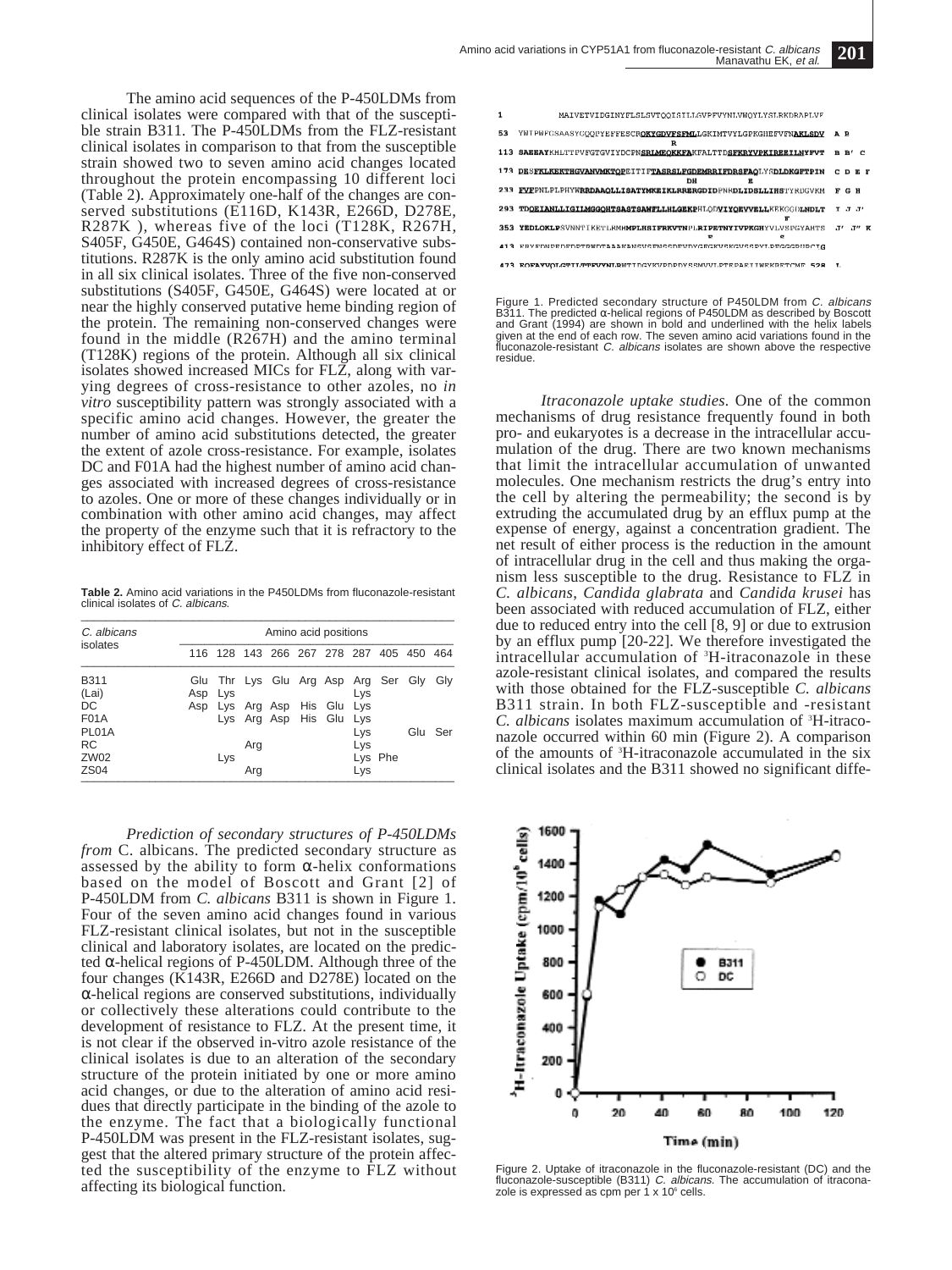The amino acid sequences of the P-450LDMs from clinical isolates were compared with that of the susceptible strain B311. The P-450LDMs from the FLZ-resistant clinical isolates in comparison to that from the susceptible strain showed two to seven amino acid changes located throughout the protein encompassing 10 different loci (Table 2). Approximately one-half of the changes are conserved substitutions (E116D, K143R, E266D, D278E, R287K ), whereas five of the loci (T128K, R267H, S405F, G450E, G464S) contained non-conservative substitutions. R287K is the only amino acid substitution found in all six clinical isolates. Three of the five non-conserved substitutions (S405F, G450E, G464S) were located at or near the highly conserved putative heme binding region of the protein. The remaining non-conserved changes were found in the middle (R267H) and the amino terminal (T128K) regions of the protein. Although all six clinical isolates showed increased MICs for FLZ, along with varying degrees of cross-resistance to other azoles, no *in vitro* susceptibility pattern was strongly associated with a specific amino acid changes. However, the greater the number of amino acid substitutions detected, the greater the extent of azole cross-resistance. For example, isolates DC and F01A had the highest number of amino acid changes associated with increased degrees of cross-resistance to azoles. One or more of these changes individually or in combination with other amino acid changes, may affect the property of the enzyme such that it is refractory to the inhibitory effect of FLZ.

**Table 2.** Amino acid variations in the P450LDMs from fluconazole-resistant clinical isolates of *C. albicans*.

| *C. albicans* isolates | Amino acid positions | | | | | | | | | |
|---|---|---|---|---|---|---|---|---|---|---|
| | 116 | 128 | 143 | 266 | 267 | 278 | 287 | 405 | 450 | 464 |
| B311 | Glu | Thr | Lys | Glu | Arg | Asp | Arg | Ser | Gly | Gly |
| (Lai) | Asp | Lys | | | | | Lys | | | |
| DC | Asp | Lys | Arg | Asp | His | Glu | Lys | | | |
| F01A | | Lys | Arg | Asp | His | Glu | Lys | | | |
| PL01A | | | | | | | Lys | | Glu | Ser |
| RC | | | Arg | | | | Lys | | | |
| ZW02 | | Lys | | | | | Lys | Phe | | |
| ZS04 | | | Arg | | | | Lys | | | |

*Prediction of secondary structures of P-450LDMs from* C. albicans. The predicted secondary structure as assessed by the ability to form α-helix conformations based on the model of Boscott and Grant [2] of P-450LDM from *C. albicans* B311 is shown in Figure 1. Four of the seven amino acid changes found in various FLZ-resistant clinical isolates, but not in the susceptible clinical and laboratory isolates, are located on the predicted α-helical regions of P-450LDM. Although three of the four changes (K143R, E266D and D278E) located on the α-helical regions are conserved substitutions, individually or collectively these alterations could contribute to the development of resistance to FLZ. At the present time, it is not clear if the observed in-vitro azole resistance of the clinical isolates is due to an alteration of the secondary structure of the protein initiated by one or more amino acid changes, or due to the alteration of amino acid residues that directly participate in the binding of the azole to the enzyme. The fact that a biologically functional P-450LDM was present in the FLZ-resistant isolates, suggest that the altered primary structure of the protein affected the susceptibility of the enzyme to FLZ without affecting its biological function.

Figure 1. Predicted secondary structure of P450LDM from *C. albicans* B311. The predicted α-helical regions of P450LDM as described by Boscott and Grant (1994) are shown in bold and underlined with the helix labels given at the end of each row. The seven amino acid variations found in the fluconazole-resistant *C. albicans* isolates are shown above the respective residue.

*Itraconazole uptake studies.* One of the common mechanisms of drug resistance frequently found in both pro- and eukaryotes is a decrease in the intracellular accumulation of the drug. There are two known mechanisms that limit the intracellular accumulation of unwanted molecules. One mechanism restricts the drug's entry into the cell by altering the permeability; the second is by extruding the accumulated drug by an efflux pump at the expense of energy, against a concentration gradient. The net result of either process is the reduction in the amount of intracellular drug in the cell and thus making the organism less susceptible to the drug. Resistance to FLZ in *C. albicans*, *Candida glabrata* and *Candida krusei* has been associated with reduced accumulation of FLZ, either due to reduced entry into the cell [8, 9] or due to extrusion by an efflux pump [20-22]. We therefore investigated the intracellular accumulation of $^{3}$H-itraconazole in these azole-resistant clinical isolates, and compared the results with those obtained for the FLZ-susceptible *C. albicans* B311 strain. In both FLZ-susceptible and -resistant *C. albicans* isolates maximum accumulation of $^{3}$H-itraconazole occurred within 60 min (Figure 2). A comparison of the amounts of $^{3}$H-itraconazole accumulated in the six clinical isolates and the B311 showed no significant diffe-

Figure 2. Uptake of itraconazole in the fluconazole-resistant (DC) and the fluconazole-susceptible (B311) *C. albicans*. The accumulation of itraconazole is expressed as cpm per 1 x $10^{6}$ cells.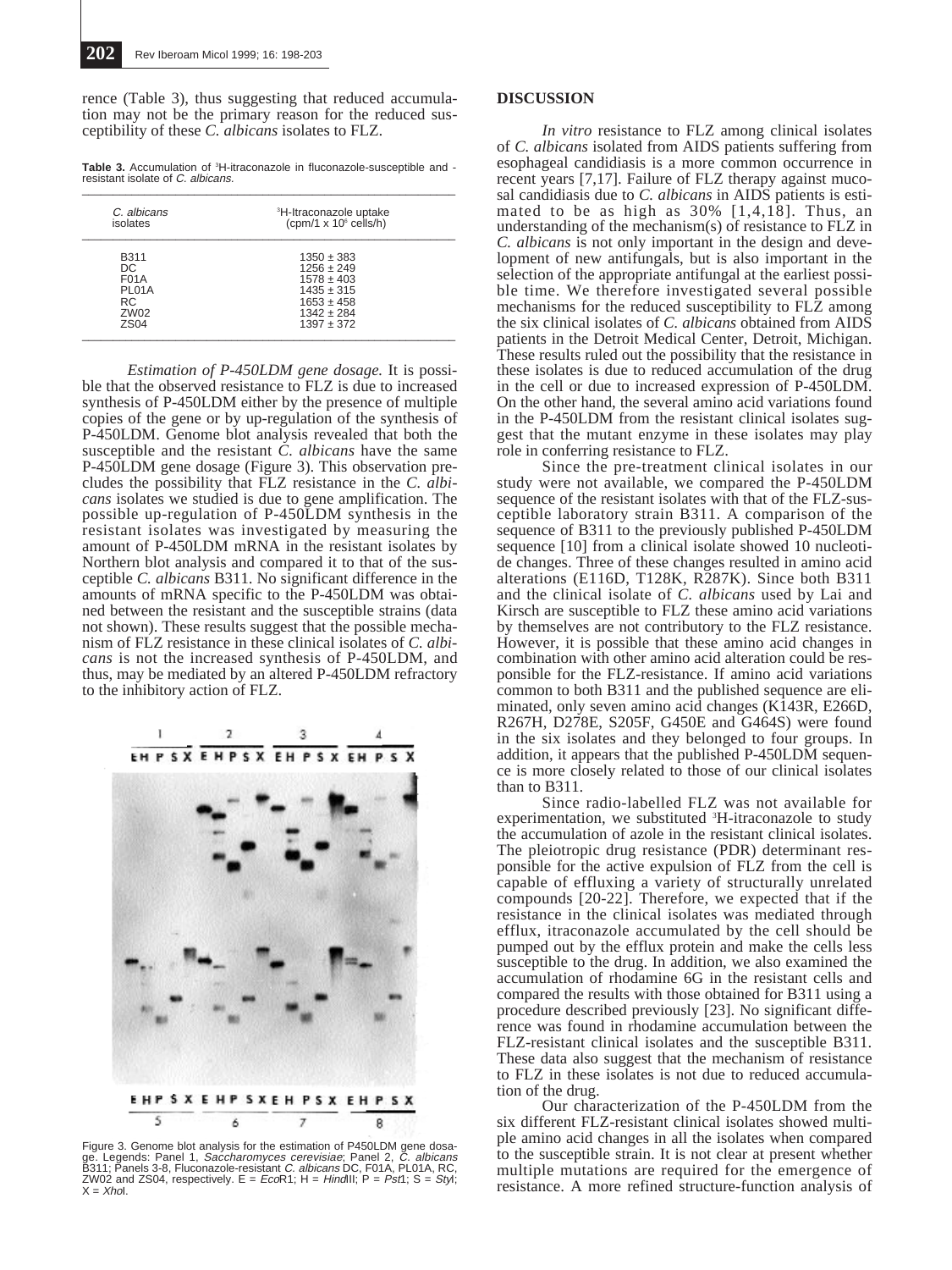rence (Table 3), thus suggesting that reduced accumulation may not be the primary reason for the reduced susceptibility of these *C. albicans* isolates to FLZ.

**Table 3.** Accumulation of $^3$H-itraconazole in fluconazole-susceptible and -resistant isolate of *C. albicans*.

| *C. albicans* isolates | $^3$H-Itraconazole uptake (cpm/1 x $10^6$ cells/h) |
|---|---|
| B311 | 1350 ± 383 |
| DC | 1256 ± 249 |
| F01A | 1578 ± 403 |
| PL01A | 1435 ± 315 |
| RC | 1653 ± 458 |
| ZW02 | 1342 ± 284 |
| ZS04 | 1397 ± 372 |

*Estimation of P-450LDM gene dosage.* It is possible that the observed resistance to FLZ is due to increased synthesis of P-450LDM either by the presence of multiple copies of the gene or by up-regulation of the synthesis of P-450LDM. Genome blot analysis revealed that both the susceptible and the resistant *C. albicans* have the same P-450LDM gene dosage (Figure 3). This observation precludes the possibility that FLZ resistance in the *C. albicans* isolates we studied is due to gene amplification. The possible up-regulation of P-450LDM synthesis in the resistant isolates was investigated by measuring the amount of P-450LDM mRNA in the resistant isolates by Northern blot analysis and compared it to that of the susceptible *C. albicans* B311. No significant difference in the amounts of mRNA specific to the P-450LDM was obtained between the resistant and the susceptible strains (data not shown). These results suggest that the possible mechanism of FLZ resistance in these clinical isolates of *C. albicans* is not the increased synthesis of P-450LDM, and thus, may be mediated by an altered P-450LDM refractory to the inhibitory action of FLZ.

Figure 3. Genome blot analysis for the estimation of P450LDM gene dosage. Legends: Panel 1, *Saccharomyces cerevisiae*; Panel 2, *C. albicans* B311; Panels 3-8, Fluconazole-resistant *C. albicans* DC, F01A, PL01A, RC, ZW02 and ZS04, respectively. E = *Eco*R1; H = *Hind*III; P = *Pst*1; S = *Sty*I; X = *Xho*I.

## DISCUSSION

*In vitro* resistance to FLZ among clinical isolates of *C. albicans* isolated from AIDS patients suffering from esophageal candidiasis is a more common occurrence in recent years [7,17]. Failure of FLZ therapy against mucosal candidiasis due to *C. albicans* in AIDS patients is estimated to be as high as 30% [1,4,18]. Thus, an understanding of the mechanism(s) of resistance to FLZ in *C. albicans* is not only important in the design and development of new antifungals, but is also important in the selection of the appropriate antifungal at the earliest possible time. We therefore investigated several possible mechanisms for the reduced susceptibility to FLZ among the six clinical isolates of *C. albicans* obtained from AIDS patients in the Detroit Medical Center, Detroit, Michigan. These results ruled out the possibility that the resistance in these isolates is due to reduced accumulation of the drug in the cell or due to increased expression of P-450LDM. On the other hand, the several amino acid variations found in the P-450LDM from the resistant clinical isolates suggest that the mutant enzyme in these isolates may play role in conferring resistance to FLZ.

Since the pre-treatment clinical isolates in our study were not available, we compared the P-450LDM sequence of the resistant isolates with that of the FLZ-susceptible laboratory strain B311. A comparison of the sequence of B311 to the previously published P-450LDM sequence [10] from a clinical isolate showed 10 nucleotide changes. Three of these changes resulted in amino acid alterations (E116D, T128K, R287K). Since both B311 and the clinical isolate of *C. albicans* used by Lai and Kirsch are susceptible to FLZ these amino acid variations by themselves are not contributory to the FLZ resistance. However, it is possible that these amino acid changes in combination with other amino acid alteration could be responsible for the FLZ-resistance. If amino acid variations common to both B311 and the published sequence are eliminated, only seven amino acid changes (K143R, E266D, R267H, D278E, S205F, G450E and G464S) were found in the six isolates and they belonged to four groups. In addition, it appears that the published P-450LDM sequence is more closely related to those of our clinical isolates than to B311.

Since radio-labelled FLZ was not available for experimentation, we substituted $^3$H-itraconazole to study the accumulation of azole in the resistant clinical isolates. The pleiotropic drug resistance (PDR) determinant responsible for the active expulsion of FLZ from the cell is capable of effluxing a variety of structurally unrelated compounds [20-22]. Therefore, we expected that if the resistance in the clinical isolates was mediated through efflux, itraconazole accumulated by the cell should be pumped out by the efflux protein and make the cells less susceptible to the drug. In addition, we also examined the accumulation of rhodamine 6G in the resistant cells and compared the results with those obtained for B311 using a procedure described previously [23]. No significant difference was found in rhodamine accumulation between the FLZ-resistant clinical isolates and the susceptible B311. These data also suggest that the mechanism of resistance to FLZ in these isolates is not due to reduced accumulation of the drug.

Our characterization of the P-450LDM from the six different FLZ-resistant clinical isolates showed multiple amino acid changes in all the isolates when compared to the susceptible strain. It is not clear at present whether multiple mutations are required for the emergence of resistance. A more refined structure-function analysis of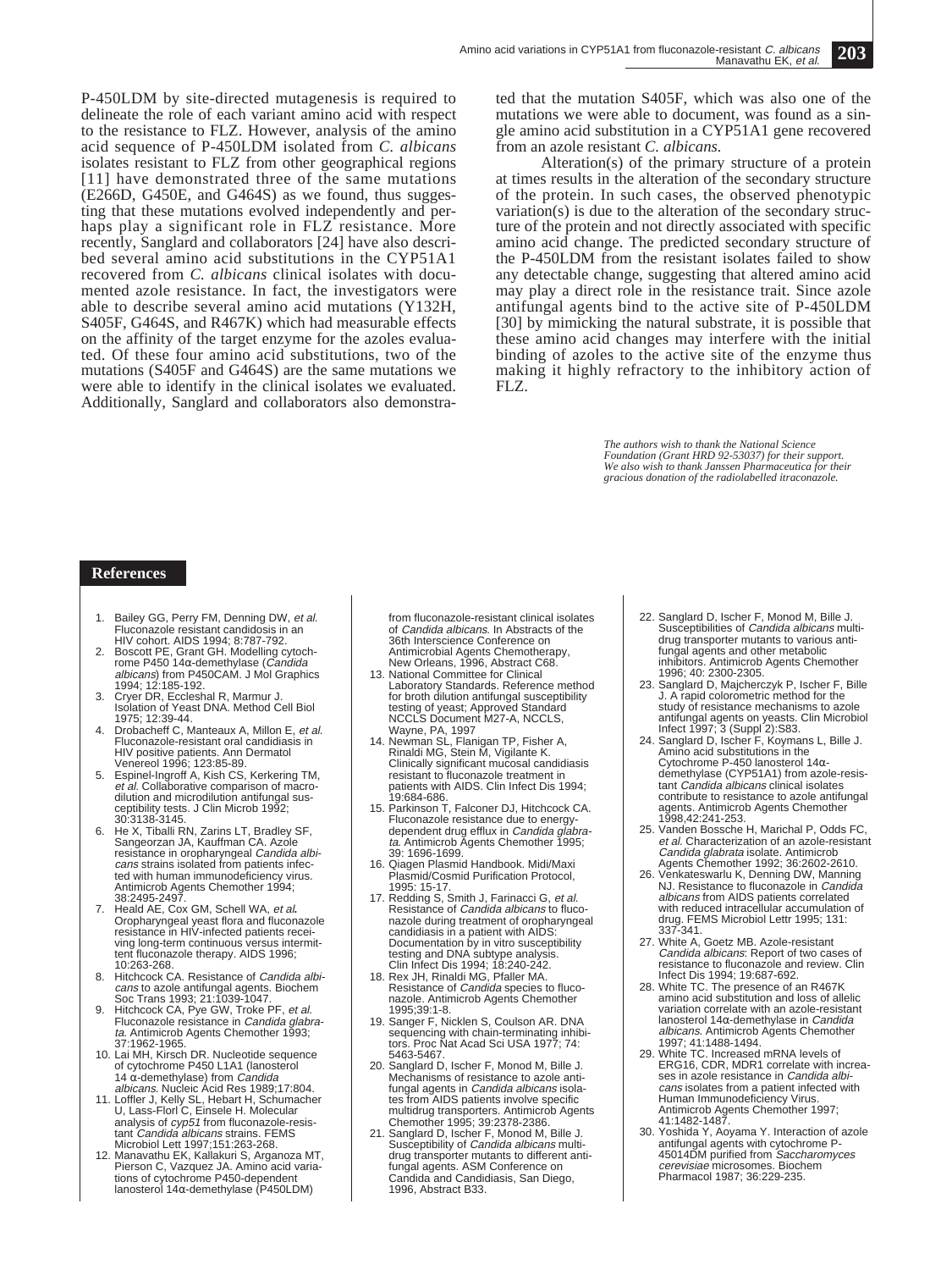P-450LDM by site-directed mutagenesis is required to delineate the role of each variant amino acid with respect to the resistance to FLZ. However, analysis of the amino acid sequence of P-450LDM isolated from *C. albicans* isolates resistant to FLZ from other geographical regions [11] have demonstrated three of the same mutations (E266D, G450E, and G464S) as we found, thus suggesting that these mutations evolved independently and perhaps play a significant role in FLZ resistance. More recently, Sanglard and collaborators [24] have also described several amino acid substitutions in the CYP51A1 recovered from *C. albicans* clinical isolates with documented azole resistance. In fact, the investigators were able to describe several amino acid mutations (Y132H, S405F, G464S, and R467K) which had measurable effects on the affinity of the target enzyme for the azoles evaluated. Of these four amino acid substitutions, two of the mutations (S405F and G464S) are the same mutations we were able to identify in the clinical isolates we evaluated. Additionally, Sanglard and collaborators also demonstrated that the mutation S405F, which was also one of the mutations we were able to document, was found as a single amino acid substitution in a CYP51A1 gene recovered from an azole resistant *C. albicans*.

Alteration(s) of the primary structure of a protein at times results in the alteration of the secondary structure of the protein. In such cases, the observed phenotypic variation(s) is due to the alteration of the secondary structure of the protein and not directly associated with specific amino acid change. The predicted secondary structure of the P-450LDM from the resistant isolates failed to show any detectable change, suggesting that altered amino acid may play a direct role in the resistance trait. Since azole antifungal agents bind to the active site of P-450LDM [30] by mimicking the natural substrate, it is possible that these amino acid changes may interfere with the initial binding of azoles to the active site of the enzyme thus making it highly refractory to the inhibitory action of FLZ.

*The authors wish to thank the National Science Foundation (Grant HRD 92-53037) for their support. We also wish to thank Janssen Pharmaceutica for their gracious donation of the radiolabelled itraconazole.*

## References

1. Bailey GG, Perry FM, Denning DW, *et al.* Fluconazole resistant candidosis in an HIV cohort. AIDS 1994; 8:787-792.
2. Boscott PE, Grant GH. Modelling cytochrome P450 14α-demethylase (*Candida albicans*) from P450CAM. J Mol Graphics 1994; 12:185-192.
3. Cryer DR, Eccleshal R, Marmur J. Isolation of Yeast DNA. Method Cell Biol 1975; 12:39-44.
4. Drobacheff C, Manteaux A, Millon E, *et al.* Fluconazole-resistant oral candidiasis in HIV positive patients. Ann Dermatol Venereol 1996; 123:85-89.
5. Espinel-Ingroff A, Kish CS, Kerkering TM, *et al.* Collaborative comparison of macrodilution and microdilution antifungal susceptibility tests. J Clin Microb 1992; 30:3138-3145.
6. He X, Tiballi RN, Zarins LT, Bradley SF, Sangeorzan JA, Kauffman CA. Azole resistance in oropharyngeal *Candida albicans* strains isolated from patients infected with human immunodeficiency virus. Antimicrob Agents Chemother 1994; 38:2495-2497.
7. Heald AE, Cox GM, Schell WA, *et al.* Oropharyngeal yeast flora and fluconazole resistance in HIV-infected patients receiving long-term continuous versus intermittent fluconazole therapy. AIDS 1996; 10:263-268.
8. Hitchcock CA. Resistance of *Candida albicans* to azole antifungal agents. Biochem Soc Trans 1993; 21:1039-1047.
9. Hitchcock CA, Pye GW, Troke PF, *et al.* Fluconazole resistance in *Candida glabrata*. Antimicrob Agents Chemother 1993; 37:1962-1965.
10. Lai MH, Kirsch DR. Nucleotide sequence of cytochrome P450 L1A1 (lanosterol 14 α-demethylase) from *Candida albicans*. Nucleic Acid Res 1989;17:804.
11. Loffler J, Kelly SL, Hebart H, Schumacher U, Lass-Florl C, Einsele H. Molecular analysis of *cyp51* from fluconazole-resistant *Candida albicans* strains. FEMS Microbiol Lett 1997;151:263-268.
12. Manavathu EK, Kallakuri S, Arganoza MT, Pierson C, Vazquez JA. Amino acid variations of cytochrome P450-dependent lanosterol 14α-demethylase (P450LDM) from fluconazole-resistant clinical isolates of *Candida albicans*. In Abstracts of the 36th Interscience Conference on Antimicrobial Agents Chemotherapy, New Orleans, 1996, Abstract C68.
13. National Committee for Clinical Laboratory Standards. Reference method for broth dilution antifungal susceptibility testing of yeast; Approved Standard NCCLS Document M27-A, NCCLS, Wayne, PA, 1997
14. Newman SL, Flanigan TP, Fisher A, Rinaldi MG, Stein M, Vigilante K. Clinically significant mucosal candidiasis resistant to fluconazole treatment in patients with AIDS. Clin Infect Dis 1994; 19:684-686.
15. Parkinson T, Falconer DJ, Hitchcock CA. Fluconazole resistance due to energy-dependent drug efflux in *Candida glabrata*. Antimicrob Agents Chemother 1995; 39: 1696-1699.
16. Qiagen Plasmid Handbook. Midi/Maxi Plasmid/Cosmid Purification Protocol, 1995: 15-17.
17. Redding S, Smith J, Farinacci G, *et al.* Resistance of *Candida albicans* to fluconazole during treatment of oropharyngeal candidiasis in a patient with AIDS: Documentation by in vitro susceptibility testing and DNA subtype analysis. Clin Infect Dis 1994; 18:240-242.
18. Rex JH, Rinaldi MG, Pfaller MA. Resistance of *Candida* species to fluconazole. Antimicrob Agents Chemother 1995;39:1-8.
19. Sanger F, Nicklen S, Coulson AR. DNA sequencing with chain-terminating inhibitors. Proc Nat Acad Sci USA 1977; 74: 5463-5467.
20. Sanglard D, Ischer F, Monod M, Bille J. Mechanisms of resistance to azole antifungal agents in *Candida albicans* isolates from AIDS patients involve specific multidrug transporters. Antimicrob Agents Chemother 1995; 39:2378-2386.
21. Sanglard D, Ischer F, Monod M, Bille J. Susceptibility of *Candida albicans* multidrug transporter mutants to different antifungal agents. ASM Conference on Candida and Candidiasis, San Diego, 1996, Abstract B33.
22. Sanglard D, Ischer F, Monod M, Bille J. Susceptibilities of *Candida albicans* multidrug transporter mutants to various antifungal agents and other metabolic inhibitors. Antimicrob Agents Chemother 1996; 40: 2300-2305.
23. Sanglard D, Majcherczyk P, Ischer F, Bille J. A rapid colorometric method for the study of resistance mechanisms to azole antifungal agents on yeasts. Clin Microbiol Infect 1997; 3 (Suppl 2):S83.
24. Sanglard D, Ischer F, Koymans L, Bille J. Amino acid substitutions in the Cytochrome P-450 lanosterol 14α-demethylase (CYP51A1) from azole-resistant *Candida albicans* clinical isolates contribute to resistance to azole antifungal agents. Antimicrob Agents Chemother 1998,42:241-253.
25. Vanden Bossche H, Marichal P, Odds FC, *et al.* Characterization of an azole-resistant *Candida glabrata* isolate. Antimicrob Agents Chemother 1992; 36:2602-2610.
26. Venkateswarlu K, Denning DW, Manning NJ. Resistance to fluconazole in *Candida albicans* from AIDS patients correlated with reduced intracellular accumulation of drug. FEMS Microbiol Lettr 1995; 131: 337-341.
27. White A, Goetz MB. Azole-resistant *Candida albicans*: Report of two cases of resistance to fluconazole and review. Clin Infect Dis 1994; 19:687-692.
28. White TC. The presence of an R467K amino acid substitution and loss of allelic variation correlate with an azole-resistant lanosterol 14α-demethylase in *Candida albicans*. Antimicrob Agents Chemother 1997; 41:1488-1494.
29. White TC. Increased mRNA levels of ERG16, CDR, MDR1 correlate with increases in azole resistance in *Candida albicans* isolates from a patient infected with Human Immunodeficiency Virus. Antimicrob Agents Chemother 1997; 41:1482-1487.
30. Yoshida Y, Aoyama Y. Interaction of azole antifungal agents with cytochrome P-45014DM purified from *Saccharomyces cerevisiae* microsomes. Biochem Pharmacol 1987; 36:229-235.